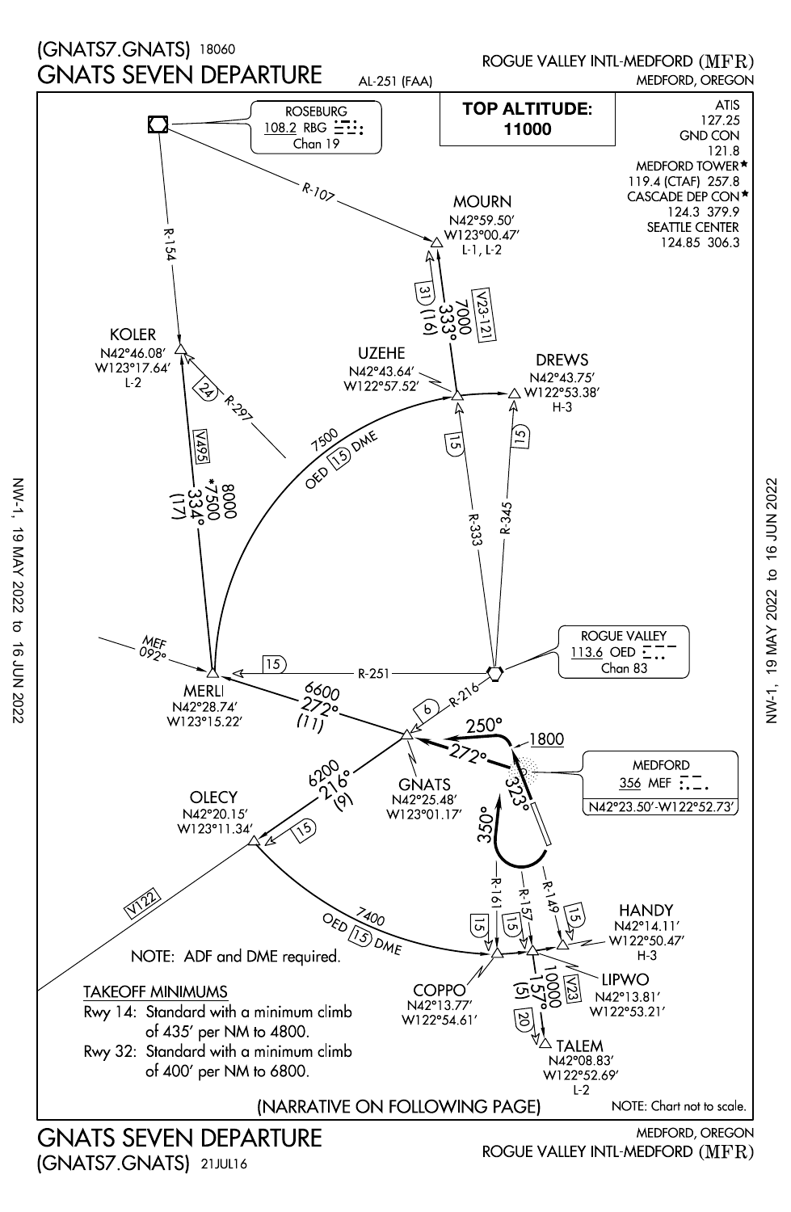# (GNATS7.GNATS) 18060
# GNATS SEVEN DEPARTURE

AL-251 (FAA)

ROGUE VALLEY INTL-MEDFORD (MFR)
MEDFORD, OREGON

**TOP ALTITUDE: 11000**

ATIS 127.25
GND CON 121.8
MEDFORD TOWER★ 119.4 (CTAF) 257.8
CASCADE DEP CON★ 124.3 379.9
SEATTLE CENTER 124.85 306.3

ROSEBURG
108.2 RBG
Chan 19

MOURN
N42°59.50′
W123°00.47′
L-1, L-2

KOLER
N42°46.08′
W123°17.64′
L-2

UZEHE
N42°43.64′
W122°57.52′

DREWS
N42°43.75′
W122°53.38′
H-3

ROGUE VALLEY
113.6 OED
Chan 83

MERLI
N42°28.74′
W123°15.22′

GNATS
N42°25.48′
W123°01.17′

MEDFORD
356 MEF
N42°23.50′-W122°52.73′

OLECY
N42°20.15′
W123°11.34′

HANDY
N42°14.11′
W122°50.47′
H-3

LIPWO
N42°13.81′
W122°53.21′

COPPO
N42°13.77′
W122°54.61′

TALEM
N42°08.83′
W122°52.69′
L-2

R-107, R-154, R-297, R-333, R-345, R-251, R-216, R-161, R-157, R-149

MOURN – UZEHE: V23-121, 7000, 333° (16), (31)

KOLER – MERLI: V495, 8000, *7500, 334° (17), (24)

UZEHE, DREWS: (15)

MERLI – UZEHE arc: 7500, OED (15) DME

OED – MERLI: R-251 (15)

MEF 092°

GNATS – MERLI: 6600, 272° (11)

OED – GNATS: R-216 (6)

Departure: 250°, 1800, 272°, 323°, 350°

GNATS – OLECY: 6200, 216° (9), (15)

OLECY – COPPO arc: 7400, OED (15) DME

V122

COPPO, LIPWO, HANDY: (15)

LIPWO – TALEM: V23, 10000, 157° (5), (20)

NOTE: ADF and DME required.

**TAKEOFF MINIMUMS**

Rwy 14: Standard with a minimum climb of 435′ per NM to 4800.

Rwy 32: Standard with a minimum climb of 400′ per NM to 6800.

(NARRATIVE ON FOLLOWING PAGE)

NOTE: Chart not to scale.

NW-1, 19 MAY 2022 to 16 JUN 2022

GNATS SEVEN DEPARTURE
(GNATS7.GNATS) 21JUL16

MEDFORD, OREGON
ROGUE VALLEY INTL-MEDFORD (MFR)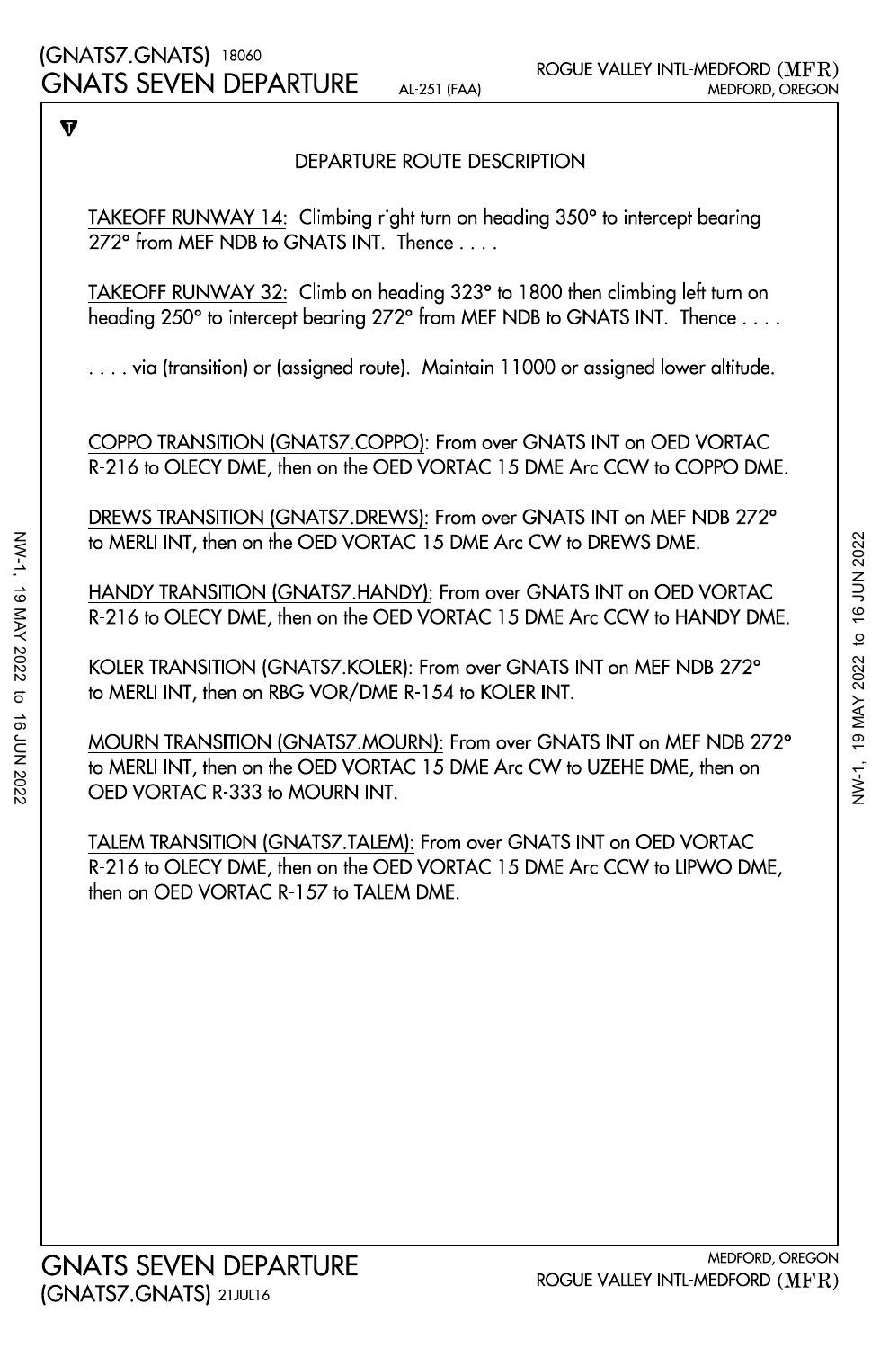# (GNATS7.GNATS) 18060
# GNATS SEVEN DEPARTURE

AL-251 (FAA)

ROGUE VALLEY INTL-MEDFORD (MFR)
MEDFORD, OREGON

## DEPARTURE ROUTE DESCRIPTION

TAKEOFF RUNWAY 14: Climbing right turn on heading 350° to intercept bearing 272° from MEF NDB to GNATS INT. Thence . . . .

TAKEOFF RUNWAY 32: Climb on heading 323° to 1800 then climbing left turn on heading 250° to intercept bearing 272° from MEF NDB to GNATS INT. Thence . . . .

. . . . via (transition) or (assigned route). Maintain 11000 or assigned lower altitude.

COPPO TRANSITION (GNATS7.COPPO): From over GNATS INT on OED VORTAC R-216 to OLECY DME, then on the OED VORTAC 15 DME Arc CCW to COPPO DME.

DREWS TRANSITION (GNATS7.DREWS): From over GNATS INT on MEF NDB 272° to MERLI INT, then on the OED VORTAC 15 DME Arc CW to DREWS DME.

HANDY TRANSITION (GNATS7.HANDY): From over GNATS INT on OED VORTAC R-216 to OLECY DME, then on the OED VORTAC 15 DME Arc CCW to HANDY DME.

KOLER TRANSITION (GNATS7.KOLER): From over GNATS INT on MEF NDB 272° to MERLI INT, then on RBG VOR/DME R-154 to KOLER INT.

MOURN TRANSITION (GNATS7.MOURN): From over GNATS INT on MEF NDB 272° to MERLI INT, then on the OED VORTAC 15 DME Arc CW to UZEHE DME, then on OED VORTAC R-333 to MOURN INT.

TALEM TRANSITION (GNATS7.TALEM): From over GNATS INT on OED VORTAC R-216 to OLECY DME, then on the OED VORTAC 15 DME Arc CCW to LIPWO DME, then on OED VORTAC R-157 to TALEM DME.

GNATS SEVEN DEPARTURE
(GNATS7.GNATS) 21JUL16

MEDFORD, OREGON
ROGUE VALLEY INTL-MEDFORD (MFR)